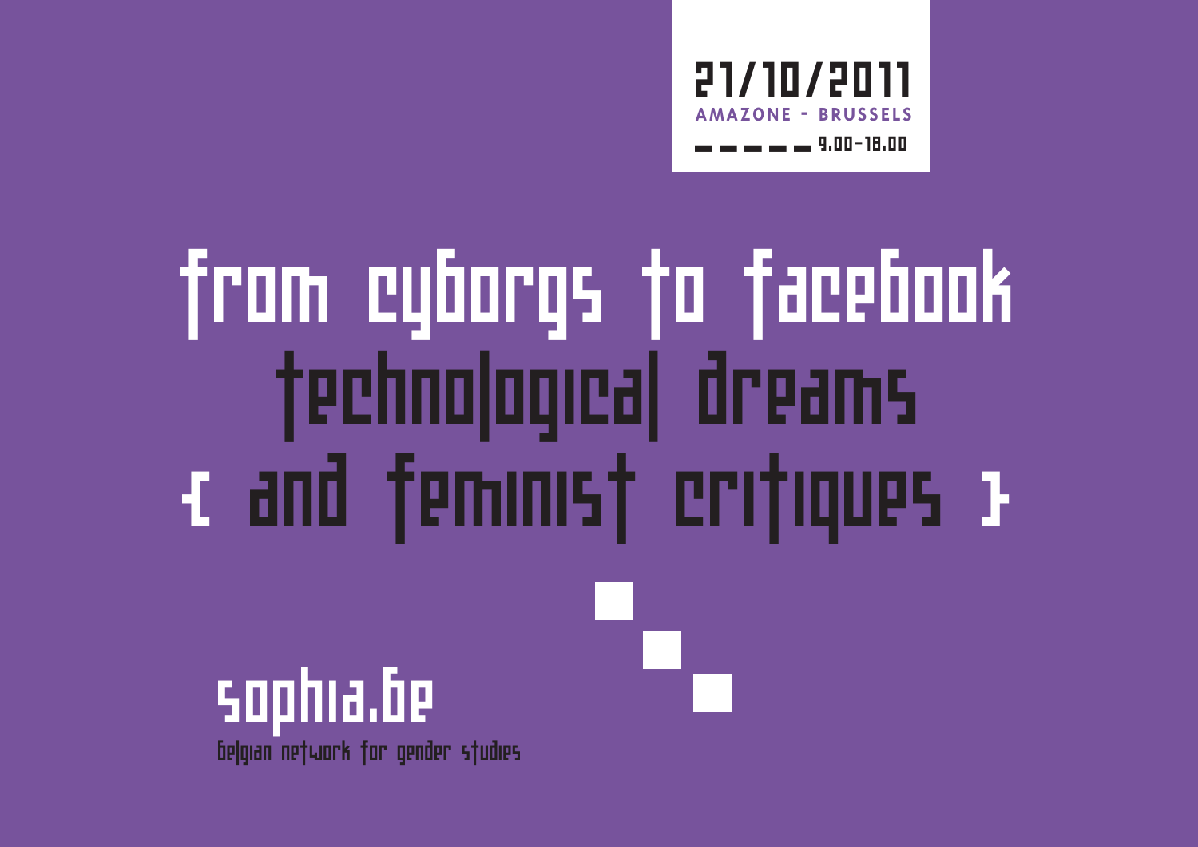21/10/2011

AMAZONE - BRUSSELS

9.00-18.00

# from cyborgs to facebook

## technological dreams

## { and feminist critiques }

sophia.be

belgian network for gender studies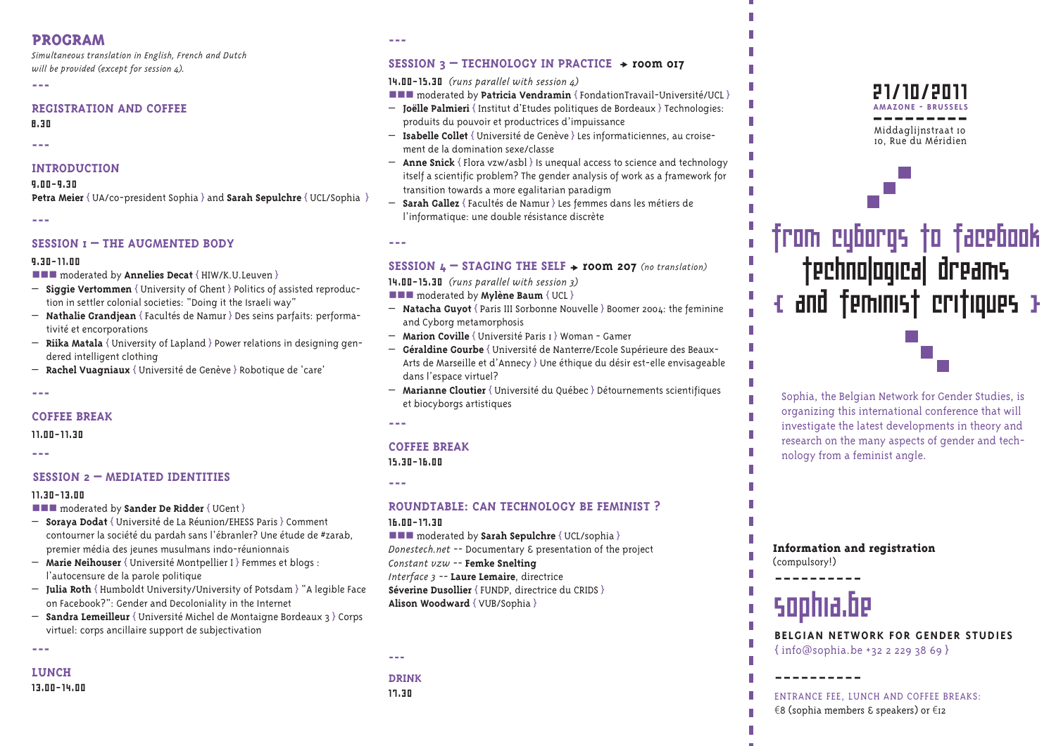# PROGRAM

*Simultaneous translation in English, French and Dutch will be provided (except for session 4).*

---

## REGISTRATION AND COFFEE

**8.30**

---

## INTRODUCTION

**9.00-9.30**

**Petra Meier** { UA/co-president Sophia } and **Sarah Sepulchre** { UCL/Sophia }

---

## SESSION 1 — THE AUGMENTED BODY

**9.30-11.00**

■■■ moderated by **Annelies Decat** { HIW/K.U.Leuven }

- **Siggie Vertommen** { University of Ghent } Politics of assisted reproduction in settler colonial societies: "Doing it the Israeli way"
- **Nathalie Grandjean** { Facultés de Namur } Des seins parfaits: performativité et encorporations
- **Riika Matala** { University of Lapland } Power relations in designing gendered intelligent clothing
- **Rachel Vuagniaux** { Université de Genève } Robotique de 'care'

---

## COFFEE BREAK

**11.00-11.30**

---

## SESSION 2 — MEDIATED IDENTITIES

**11.30-13.00**

■■■ moderated by **Sander De Ridder** { UGent }

- **Soraya Dodat** { Université de La Réunion/EHESS Paris } Comment contourner la société du pardah sans l'ébranler? Une étude de #zarab, premier média des jeunes musulmans indo-réunionnais
- **Marie Neihouser** { Université Montpellier I } Femmes et blogs : l'autocensure de la parole politique
- **Julia Roth** { Humboldt University/University of Potsdam } "A legible Face on Facebook?": Gender and Decoloniality in the Internet
- **Sandra Lemeilleur** { Université Michel de Montaigne Bordeaux 3 } Corps virtuel: corps ancillaire support de subjectivation

---

## LUNCH

**13.00-14.00**

---

## SESSION 3 — TECHNOLOGY IN PRACTICE → room 017

**14.00-15.30** *(runs parallel with session 4)*

■■■ moderated by **Patricia Vendramin** { FondationTravail-Université/UCL }

- **Joëlle Palmieri** { Institut d'Etudes politiques de Bordeaux } Technologies: produits du pouvoir et productrices d'impuissance
- **Isabelle Collet** { Université de Genève } Les informaticiennes, au croisement de la domination sexe/classe
- **Anne Snick** { Flora vzw/asbl } Is unequal access to science and technology itself a scientific problem? The gender analysis of work as a framework for transition towards a more egalitarian paradigm
- **Sarah Gallez** { Facultés de Namur } Les femmes dans les métiers de l'informatique: une double résistance discrète

---

## SESSION 4 — STAGING THE SELF → room 207 *(no translation)*

**14.00-15.30** *(runs parallel with session 3)*

■■■ moderated by **Mylène Baum** { UCL }

- **Natacha Guyot** { Paris III Sorbonne Nouvelle } Boomer 2004: the feminine and Cyborg metamorphosis
- **Marion Coville** { Université Paris 1 } Woman - Gamer
- **Géraldine Gourbe** { Université de Nanterre/Ecole Supérieure des Beaux-Arts de Marseille et d'Annecy } Une éthique du désir est-elle envisageable dans l'espace virtuel?
- **Marianne Cloutier** { Université du Québec } Détournements scientifiques et biocyborgs artistiques

---

## COFFEE BREAK

**15.30-16.00**

---

## ROUNDTABLE: CAN TECHNOLOGY BE FEMINIST ?

**16.00-17.30**

■■■ moderated by **Sarah Sepulchre** { UCL/sophia }

*Donestech.net* -- Documentary & presentation of the project
*Constant vzw* -- **Femke Snelting**
*Interface 3* -- **Laure Lemaire**, directrice
**Séverine Dusollier** { FUNDP, directrice du CRIDS }
**Alison Woodward** { VUB/Sophia }

---

## DRINK

**17.30**

---

**21/10/2011**
**AMAZONE - BRUSSELS**
Middaglijnstraat 10
10, Rue du Méridien

# from cyborgs to facebook
# technological dreams
# { and feminist critiques }

Sophia, the Belgian Network for Gender Studies, is organizing this international conference that will investigate the latest developments in theory and research on the many aspects of gender and technology from a feminist angle.

**Information and registration**
(compulsory!)

**sophia.be**

**BELGIAN NETWORK FOR GENDER STUDIES**
{ info@sophia.be +32 2 229 38 69 }

ENTRANCE FEE, LUNCH AND COFFEE BREAKS:
€8 (sophia members & speakers) or €12